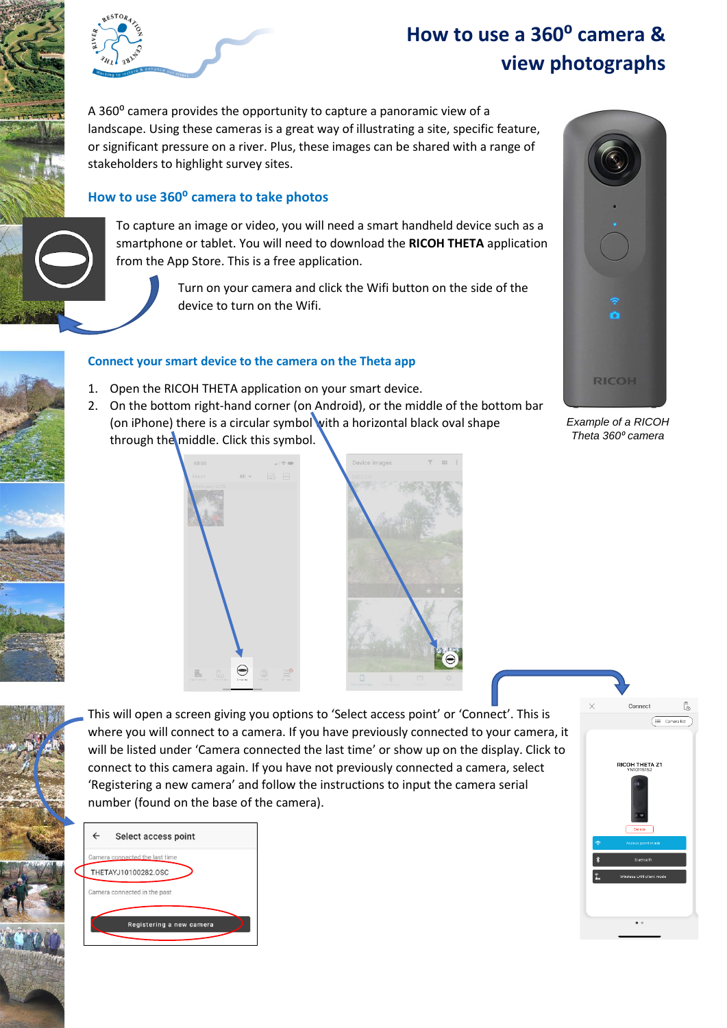# How to use a 360° camera & view photographs

A 360° camera provides the opportunity to capture a panoramic view of a landscape. Using these cameras is a great way of illustrating a site, specific feature, or significant pressure on a river. Plus, these images can be shared with a range of stakeholders to highlight survey sites.

## How to use 360° camera to take photos

To capture an image or video, you will need a smart handheld device such as a smartphone or tablet. You will need to download the **RICOH THETA** application from the App Store. This is a free application.

Turn on your camera and click the Wifi button on the side of the device to turn on the Wifi.

*Example of a RICOH Theta 360° camera*

## Connect your smart device to the camera on the Theta app

1. Open the RICOH THETA application on your smart device.
2. On the bottom right-hand corner (on Android), or the middle of the bottom bar (on iPhone) there is a circular symbol with a horizontal black oval shape through the middle. Click this symbol.

This will open a screen giving you options to 'Select access point' or 'Connect'. This is where you will connect to a camera. If you have previously connected to your camera, it will be listed under 'Camera connected the last time' or show up on the display. Click to connect to this camera again. If you have not previously connected a camera, select 'Registering a new camera' and follow the instructions to input the camera serial number (found on the base of the camera).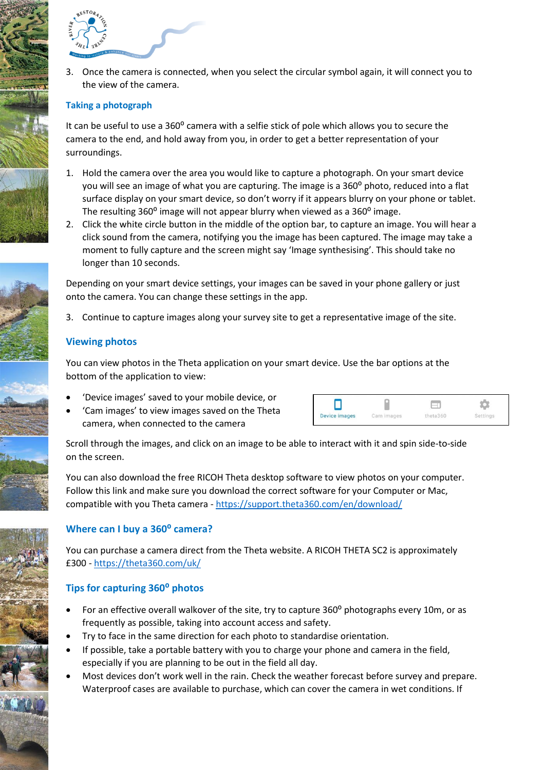3. Once the camera is connected, when you select the circular symbol again, it will connect you to the view of the camera.

### Taking a photograph

It can be useful to use a 360$^o$ camera with a selfie stick of pole which allows you to secure the camera to the end, and hold away from you, in order to get a better representation of your surroundings.

1. Hold the camera over the area you would like to capture a photograph. On your smart device you will see an image of what you are capturing. The image is a 360$^o$ photo, reduced into a flat surface display on your smart device, so don't worry if it appears blurry on your phone or tablet. The resulting 360$^o$ image will not appear blurry when viewed as a 360$^o$ image.
2. Click the white circle button in the middle of the option bar, to capture an image. You will hear a click sound from the camera, notifying you the image has been captured. The image may take a moment to fully capture and the screen might say 'Image synthesising'. This should take no longer than 10 seconds.

Depending on your smart device settings, your images can be saved in your phone gallery or just onto the camera. You can change these settings in the app.

3. Continue to capture images along your survey site to get a representative image of the site.

### Viewing photos

You can view photos in the Theta application on your smart device. Use the bar options at the bottom of the application to view:

- 'Device images' saved to your mobile device, or
- 'Cam images' to view images saved on the Theta camera, when connected to the camera

Device images | Cam images | theta360 | Settings

Scroll through the images, and click on an image to be able to interact with it and spin side-to-side on the screen.

You can also download the free RICOH Theta desktop software to view photos on your computer. Follow this link and make sure you download the correct software for your Computer or Mac, compatible with you Theta camera - https://support.theta360.com/en/download/

### Where can I buy a 360$^o$ camera?

You can purchase a camera direct from the Theta website. A RICOH THETA SC2 is approximately £300 - https://theta360.com/uk/

### Tips for capturing 360$^o$ photos

- For an effective overall walkover of the site, try to capture 360$^o$ photographs every 10m, or as frequently as possible, taking into account access and safety.
- Try to face in the same direction for each photo to standardise orientation.
- If possible, take a portable battery with you to charge your phone and camera in the field, especially if you are planning to be out in the field all day.
- Most devices don't work well in the rain. Check the weather forecast before survey and prepare. Waterproof cases are available to purchase, which can cover the camera in wet conditions. If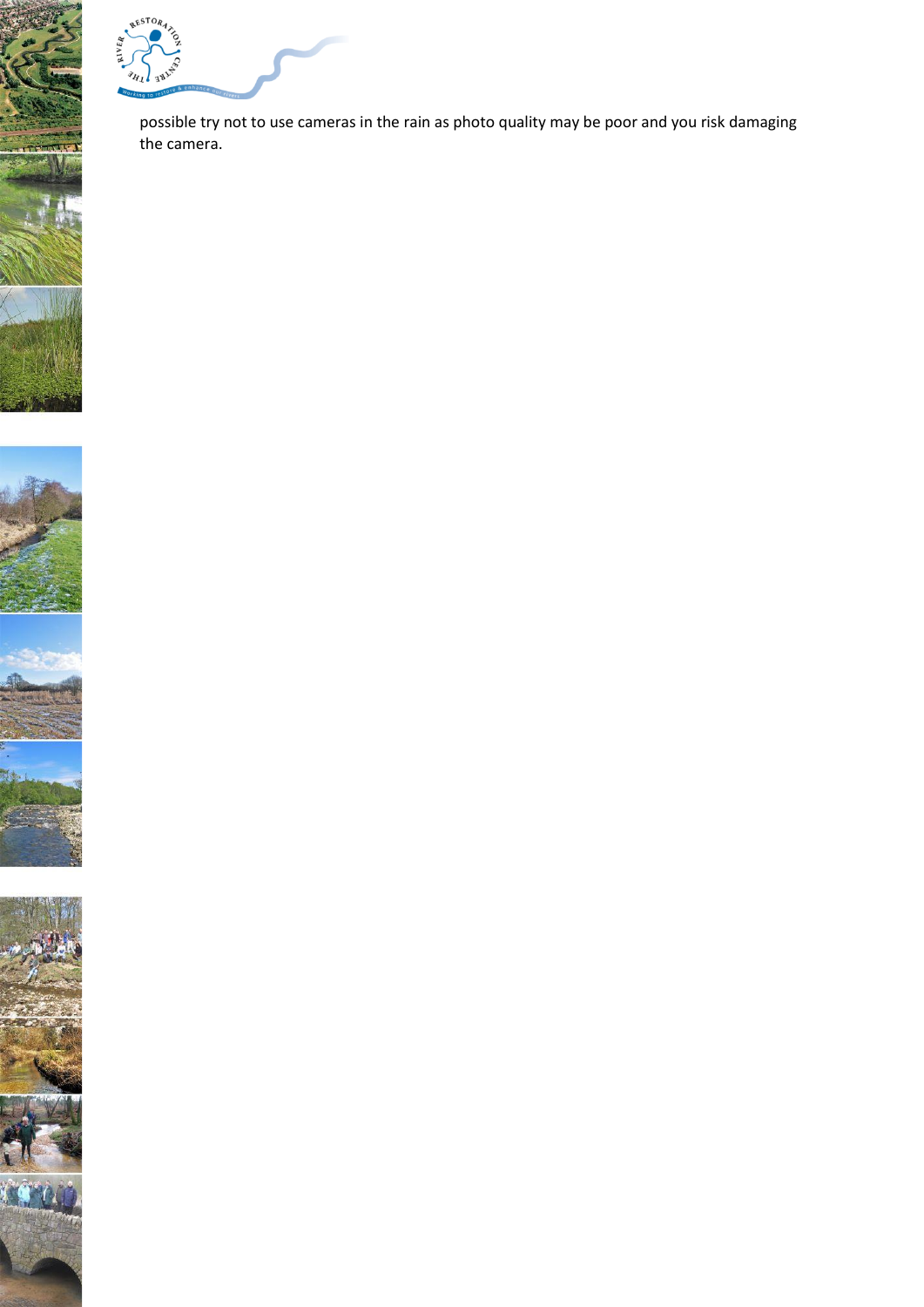possible try not to use cameras in the rain as photo quality may be poor and you risk damaging the camera.